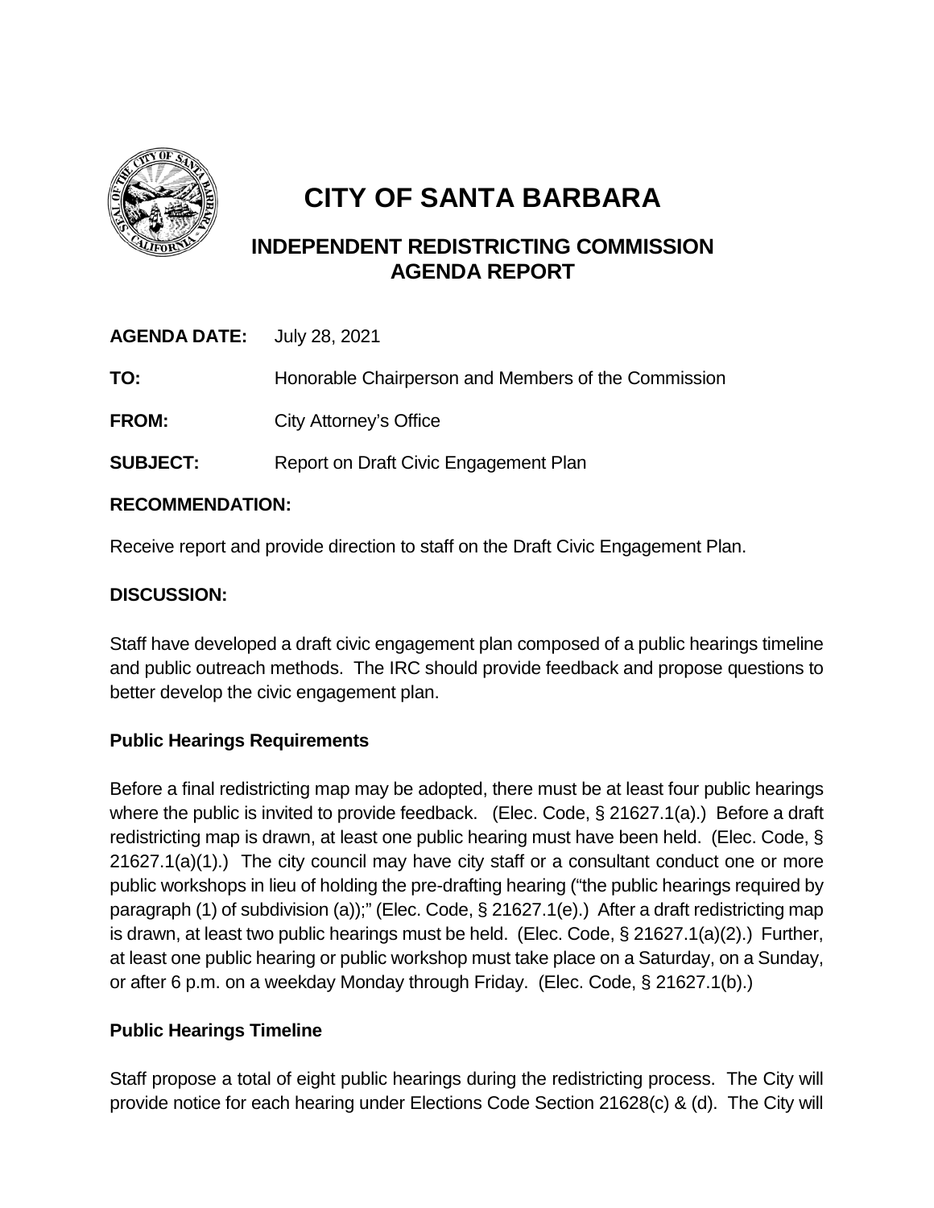# CITY OF SANTA BARBARA

## INDEPENDENT REDISTRICTING COMMISSION AGENDA REPORT

**AGENDA DATE:** July 28, 2021

**TO:** Honorable Chairperson and Members of the Commission

**FROM:** City Attorney's Office

**SUBJECT:** Report on Draft Civic Engagement Plan

**RECOMMENDATION:**

Receive report and provide direction to staff on the Draft Civic Engagement Plan.

**DISCUSSION:**

Staff have developed a draft civic engagement plan composed of a public hearings timeline and public outreach methods. The IRC should provide feedback and propose questions to better develop the civic engagement plan.

**Public Hearings Requirements**

Before a final redistricting map may be adopted, there must be at least four public hearings where the public is invited to provide feedback. (Elec. Code, § 21627.1(a).) Before a draft redistricting map is drawn, at least one public hearing must have been held. (Elec. Code, § 21627.1(a)(1).) The city council may have city staff or a consultant conduct one or more public workshops in lieu of holding the pre-drafting hearing ("the public hearings required by paragraph (1) of subdivision (a));" (Elec. Code, § 21627.1(e).) After a draft redistricting map is drawn, at least two public hearings must be held. (Elec. Code, § 21627.1(a)(2).) Further, at least one public hearing or public workshop must take place on a Saturday, on a Sunday, or after 6 p.m. on a weekday Monday through Friday. (Elec. Code, § 21627.1(b).)

**Public Hearings Timeline**

Staff propose a total of eight public hearings during the redistricting process. The City will provide notice for each hearing under Elections Code Section 21628(c) & (d). The City will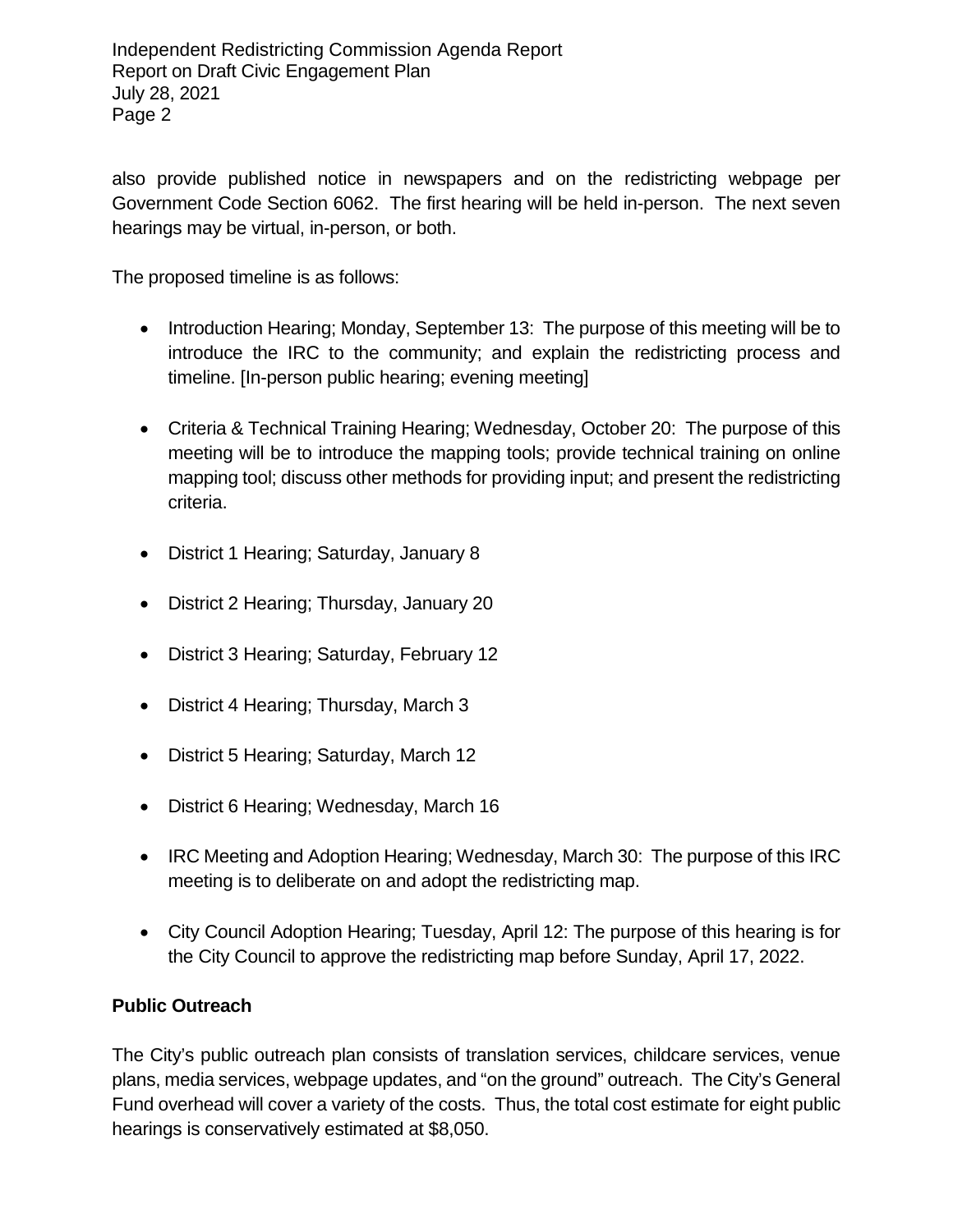also provide published notice in newspapers and on the redistricting webpage per Government Code Section 6062. The first hearing will be held in-person. The next seven hearings may be virtual, in-person, or both.

The proposed timeline is as follows:

- Introduction Hearing; Monday, September 13: The purpose of this meeting will be to introduce the IRC to the community; and explain the redistricting process and timeline. [In-person public hearing; evening meeting]
- Criteria & Technical Training Hearing; Wednesday, October 20: The purpose of this meeting will be to introduce the mapping tools; provide technical training on online mapping tool; discuss other methods for providing input; and present the redistricting criteria.
- District 1 Hearing; Saturday, January 8
- District 2 Hearing; Thursday, January 20
- District 3 Hearing; Saturday, February 12
- District 4 Hearing; Thursday, March 3
- District 5 Hearing; Saturday, March 12
- District 6 Hearing; Wednesday, March 16
- IRC Meeting and Adoption Hearing; Wednesday, March 30: The purpose of this IRC meeting is to deliberate on and adopt the redistricting map.
- City Council Adoption Hearing; Tuesday, April 12: The purpose of this hearing is for the City Council to approve the redistricting map before Sunday, April 17, 2022.

**Public Outreach**

The City's public outreach plan consists of translation services, childcare services, venue plans, media services, webpage updates, and "on the ground" outreach. The City's General Fund overhead will cover a variety of the costs. Thus, the total cost estimate for eight public hearings is conservatively estimated at $8,050.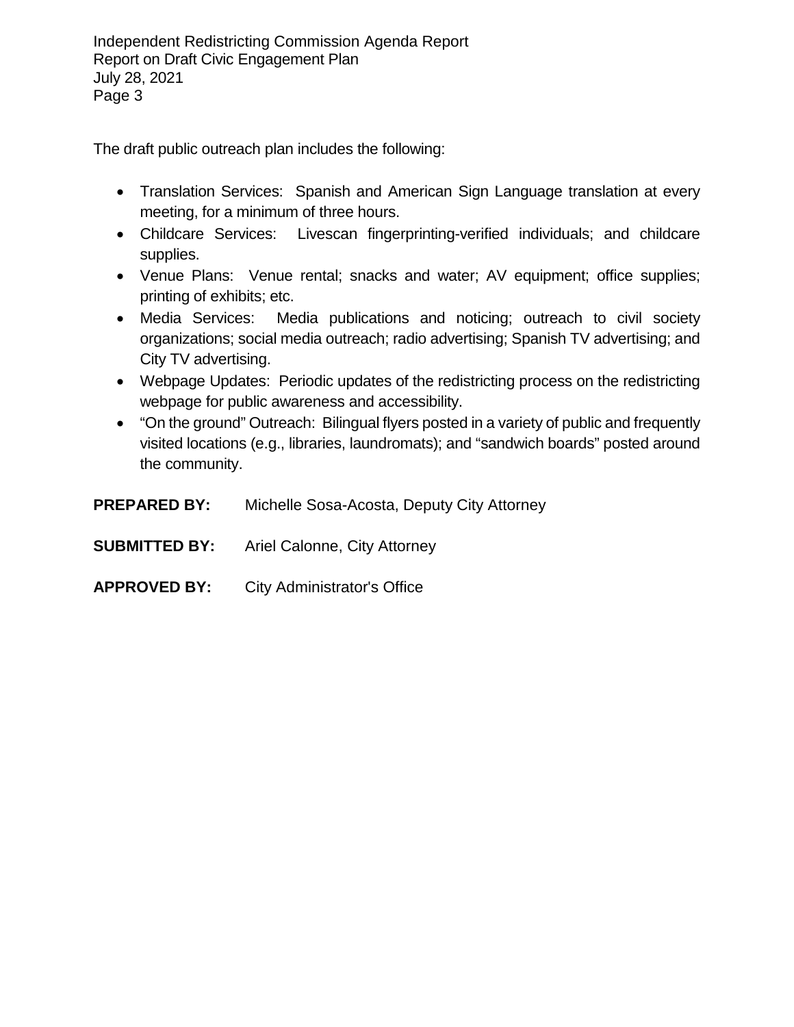The draft public outreach plan includes the following:

- Translation Services: Spanish and American Sign Language translation at every meeting, for a minimum of three hours.
- Childcare Services: Livescan fingerprinting-verified individuals; and childcare supplies.
- Venue Plans: Venue rental; snacks and water; AV equipment; office supplies; printing of exhibits; etc.
- Media Services: Media publications and noticing; outreach to civil society organizations; social media outreach; radio advertising; Spanish TV advertising; and City TV advertising.
- Webpage Updates: Periodic updates of the redistricting process on the redistricting webpage for public awareness and accessibility.
- "On the ground" Outreach: Bilingual flyers posted in a variety of public and frequently visited locations (e.g., libraries, laundromats); and "sandwich boards" posted around the community.

**PREPARED BY:** Michelle Sosa-Acosta, Deputy City Attorney

**SUBMITTED BY:** Ariel Calonne, City Attorney

**APPROVED BY:** City Administrator's Office